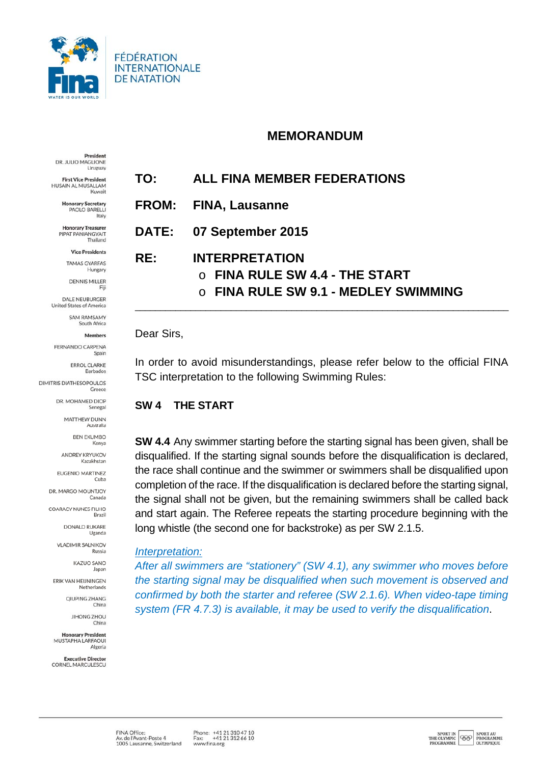FÉDÉRATION INTERNATIONALE DE NATATION

**President**
DR. JULIO MAGLIONE
Uruguay

**First Vice President**
HUSAIN AL MUSALLAM
Kuwait

**Honorary Secretary**
PAOLO BARELLI
Italy

**Honorary Treasurer**
PIPAT PANIANGVAIT
Thailand

**Vice Presidents**

TAMAS GYARFAS
Hungary

DENNIS MILLER
Fiji

DALE NEUBURGER
United States of America

SAM RAMSAMY
South Africa

**Members**

FERNANDO CARPENA
Spain

ERROL CLARKE
Barbados

DIMITRIS DIATHESOPOULOS
Greece

DR. MOHAMED DIOP
Senegal

MATTHEW DUNN
Australia

BEN EKUMBO
Kenya

ANDREY KRYUKOV
Kazakhstan

EUGENIO MARTINEZ
Cuba

DR. MARGO MOUNTJOY
Canada

COARACY NUNES FILHO
Brazil

DONALD RUKARE
Uganda

VLADIMIR SALNIKOV
Russia

KAZUO SANO
Japan

ERIK VAN HEIJNINGEN
Netherlands

QIUPING ZHANG
China

JIHONG ZHOU
China

**Honorary President**
MUSTAPHA LARFAOUI
Algeria

**Executive Director**
CORNEL MARCULESCU

## MEMORANDUM

**TO:** ALL FINA MEMBER FEDERATIONS

**FROM:** FINA, Lausanne

**DATE:** 07 September 2015

**RE:** INTERPRETATION
- **FINA RULE SW 4.4 - THE START**
- **FINA RULE SW 9.1 - MEDLEY SWIMMING**

---

Dear Sirs,

In order to avoid misunderstandings, please refer below to the official FINA TSC interpretation to the following Swimming Rules:

### SW 4 THE START

**SW 4.4** Any swimmer starting before the starting signal has been given, shall be disqualified. If the starting signal sounds before the disqualification is declared, the race shall continue and the swimmer or swimmers shall be disqualified upon completion of the race. If the disqualification is declared before the starting signal, the signal shall not be given, but the remaining swimmers shall be called back and start again. The Referee repeats the starting procedure beginning with the long whistle (the second one for backstroke) as per SW 2.1.5.

*Interpretation:*
*After all swimmers are "stationery" (SW 4.1), any swimmer who moves before the starting signal may be disqualified when such movement is observed and confirmed by both the starter and referee (SW 2.1.6). When video-tape timing system (FR 4.7.3) is available, it may be used to verify the disqualification*.

FINA Office:
Av. de l'Avant-Poste 4
1005 Lausanne, Switzerland

Phone: +41 21 310 47 10
Fax: +41 21 312 66 10
www.fina.org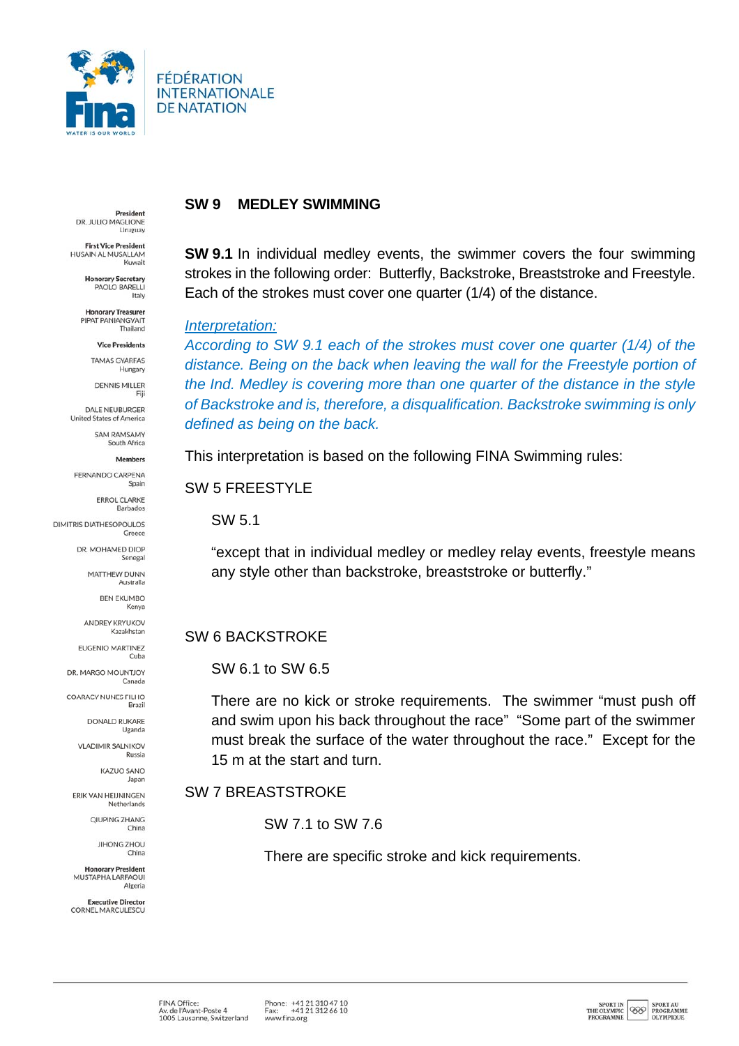FÉDÉRATION INTERNATIONALE DE NATATION

**President**
DR. JULIO MAGLIONE
Uruguay

**First Vice President**
HUSAIN AL MUSALLAM
Kuwait

**Honorary Secretary**
PAOLO BARELLI
Italy

**Honorary Treasurer**
PIPAT PANIANGVAIT
Thailand

**Vice Presidents**

TAMAS GYARFAS
Hungary

DENNIS MILLER
Fiji

DALE NEUBURGER
United States of America

SAM RAMSAMY
South Africa

**Members**

FERNANDO CARPENA
Spain

ERROL CLARKE
Barbados

DIMITRIS DIATHESOPOULOS
Greece

DR. MOHAMED DIOP
Senegal

MATTHEW DUNN
Australia

BEN EKUMBO
Kenya

ANDREY KRYUKOV
Kazakhstan

EUGENIO MARTINEZ
Cuba

DR. MARGO MOUNTJOY
Canada

COARACY NUNES FILHO
Brazil

DONALD RUKARE
Uganda

VLADIMIR SALNIKOV
Russia

KAZUO SANO
Japan

ERIK VAN HEIJNINGEN
Netherlands

QIUPING ZHANG
China

JIHONG ZHOU
China

**Honorary President**
MUSTAPHA LARFAOUI
Algeria

**Executive Director**
CORNEL MARCULESCU

## SW 9 MEDLEY SWIMMING

**SW 9.1** In individual medley events, the swimmer covers the four swimming strokes in the following order: Butterfly, Backstroke, Breaststroke and Freestyle. Each of the strokes must cover one quarter (1/4) of the distance.

*Interpretation:*

*According to SW 9.1 each of the strokes must cover one quarter (1/4) of the distance. Being on the back when leaving the wall for the Freestyle portion of the Ind. Medley is covering more than one quarter of the distance in the style of Backstroke and is, therefore, a disqualification. Backstroke swimming is only defined as being on the back.*

This interpretation is based on the following FINA Swimming rules:

SW 5 FREESTYLE

SW 5.1

"except that in individual medley or medley relay events, freestyle means any style other than backstroke, breaststroke or butterfly."

SW 6 BACKSTROKE

SW 6.1 to SW 6.5

There are no kick or stroke requirements. The swimmer "must push off and swim upon his back throughout the race" "Some part of the swimmer must break the surface of the water throughout the race." Except for the 15 m at the start and turn.

SW 7 BREASTSTROKE

SW 7.1 to SW 7.6

There are specific stroke and kick requirements.

FINA Office:
Av. de l'Avant-Poste 4
1005 Lausanne, Switzerland

Phone: +41 21 310 47 10
Fax: +41 21 312 66 10
www.fina.org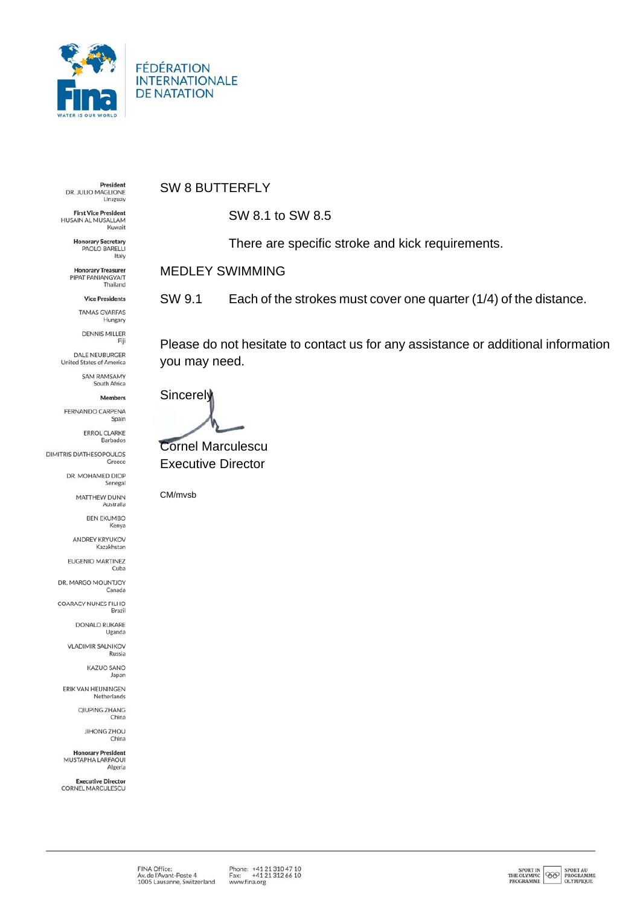FÉDÉRATION INTERNATIONALE DE NATATION

**President**
DR. JULIO MAGLIONE
Uruguay

**First Vice President**
HUSAIN AL MUSALLAM
Kuwait

**Honorary Secretary**
PAOLO BARELLI
Italy

**Honorary Treasurer**
PIPAT PANIANGVAIT
Thailand

**Vice Presidents**

TAMAS GYARFAS
Hungary

DENNIS MILLER
Fiji

DALE NEUBURGER
United States of America

SAM RAMSAMY
South Africa

**Members**

FERNANDO CARPENA
Spain

ERROL CLARKE
Barbados

DIMITRIS DIATHESOPOULOS
Greece

DR. MOHAMED DIOP
Senegal

MATTHEW DUNN
Australia

BEN EKUMBO
Kenya

ANDREY KRYUKOV
Kazakhstan

EUGENIO MARTINEZ
Cuba

DR. MARGO MOUNTJOY
Canada

COARACY NUNES FILHO
Brazil

DONALD RUKARE
Uganda

VLADIMIR SALNIKOV
Russia

KAZUO SANO
Japan

ERIK VAN HEIJNINGEN
Netherlands

QIUPING ZHANG
China

JIHONG ZHOU
China

**Honorary President**
MUSTAPHA LARFAOUI
Algeria

**Executive Director**
CORNEL MARCULESCU

SW 8 BUTTERFLY

SW 8.1 to SW 8.5

There are specific stroke and kick requirements.

MEDLEY SWIMMING

SW 9.1 Each of the strokes must cover one quarter (1/4) of the distance.

Please do not hesitate to contact us for any assistance or additional information you may need.

Sincerely

Cornel Marculescu
Executive Director

CM/mvsb

FINA Office:
Av. de l'Avant-Poste 4
1005 Lausanne, Switzerland

Phone: +41 21 310 47 10
Fax: +41 21 312 66 10
www.fina.org

SPORT IN THE OLYMPIC PROGRAMME
SPORT AU PROGRAMME OLYMPIQUE